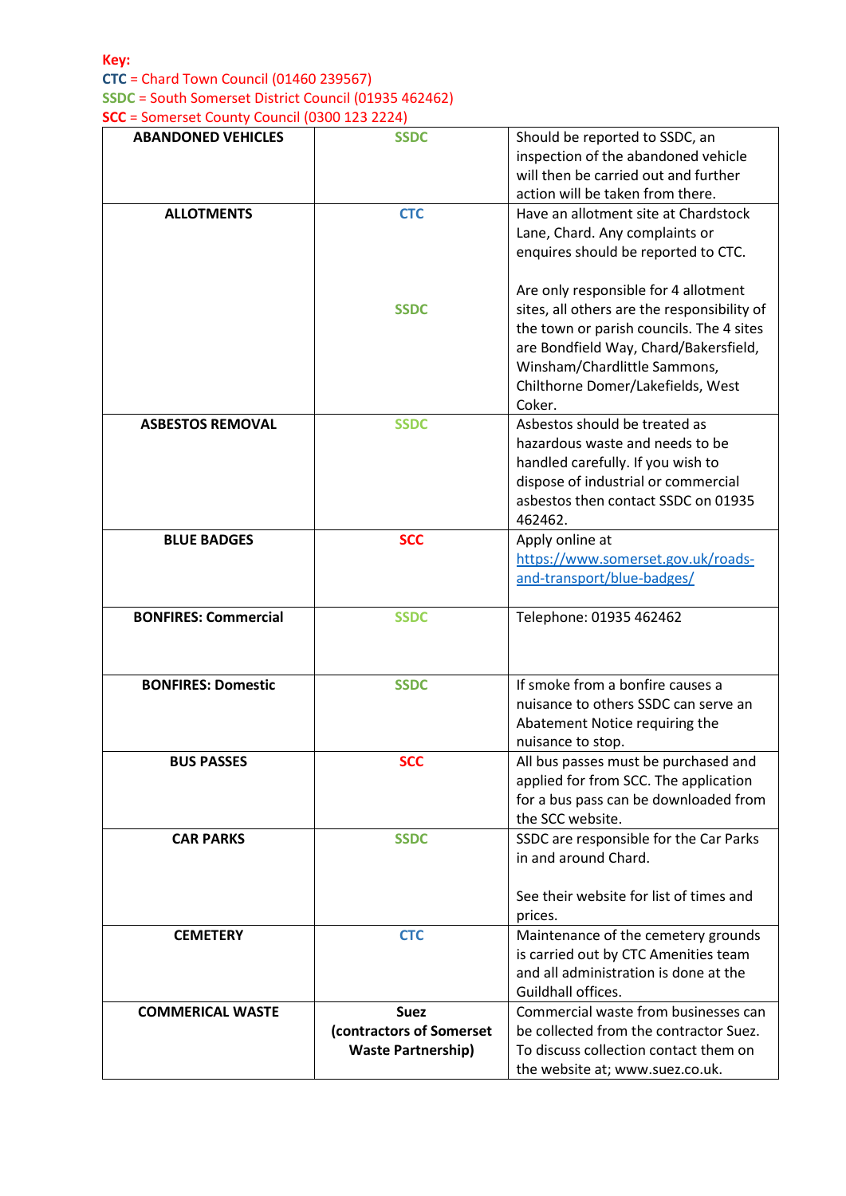**Key:**
**CTC** = Chard Town Council (01460 239567)
**SSDC** = South Somerset District Council (01935 462462)
**SCC** = Somerset County Council (0300 123 2224)

| | | |
|---|---|---|
| **ABANDONED VEHICLES** | **SSDC** | Should be reported to SSDC, an inspection of the abandoned vehicle will then be carried out and further action will be taken from there. |
| **ALLOTMENTS** | **CTC**<br><br>**SSDC** | Have an allotment site at Chardstock Lane, Chard. Any complaints or enquires should be reported to CTC.<br><br>Are only responsible for 4 allotment sites, all others are the responsibility of the town or parish councils. The 4 sites are Bondfield Way, Chard/Bakersfield, Winsham/Chardlittle Sammons, Chilthorne Domer/Lakefields, West Coker. |
| **ASBESTOS REMOVAL** | **SSDC** | Asbestos should be treated as hazardous waste and needs to be handled carefully. If you wish to dispose of industrial or commercial asbestos then contact SSDC on 01935 462462. |
| **BLUE BADGES** | **SCC** | Apply online at [https://www.somerset.gov.uk/roads-and-transport/blue-badges/](https://www.somerset.gov.uk/roads-and-transport/blue-badges/) |
| **BONFIRES: Commercial** | **SSDC** | Telephone: 01935 462462 |
| **BONFIRES: Domestic** | **SSDC** | If smoke from a bonfire causes a nuisance to others SSDC can serve an Abatement Notice requiring the nuisance to stop. |
| **BUS PASSES** | **SCC** | All bus passes must be purchased and applied for from SCC. The application for a bus pass can be downloaded from the SCC website. |
| **CAR PARKS** | **SSDC** | SSDC are responsible for the Car Parks in and around Chard.<br><br>See their website for list of times and prices. |
| **CEMETERY** | **CTC** | Maintenance of the cemetery grounds is carried out by CTC Amenities team and all administration is done at the Guildhall offices. |
| **COMMERICAL WASTE** | **Suez (contractors of Somerset Waste Partnership)** | Commercial waste from businesses can be collected from the contractor Suez. To discuss collection contact them on the website at; www.suez.co.uk. |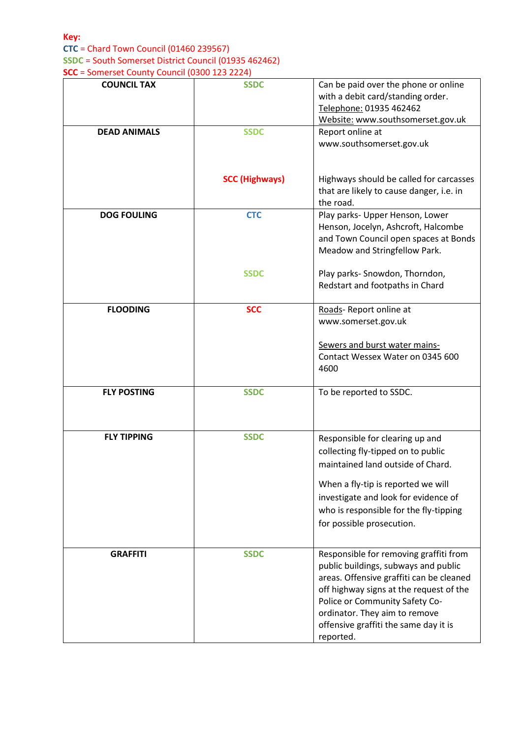**Key:**
**CTC** = Chard Town Council (01460 239567)
**SSDC** = South Somerset District Council (01935 462462)
**SCC** = Somerset County Council (0300 123 2224)

| | | |
|---|---|---|
| **COUNCIL TAX** | **SSDC** | Can be paid over the phone or online with a debit card/standing order.<br>Telephone: 01935 462462<br>Website: www.southsomerset.gov.uk |
| **DEAD ANIMALS** | **SSDC**<br><br>**SCC (Highways)** | Report online at www.southsomerset.gov.uk<br><br>Highways should be called for carcasses that are likely to cause danger, i.e. in the road. |
| **DOG FOULING** | **CTC**<br><br>**SSDC** | Play parks- Upper Henson, Lower Henson, Jocelyn, Ashcroft, Halcombe and Town Council open spaces at Bonds Meadow and Stringfellow Park.<br><br>Play parks- Snowdon, Thorndon, Redstart and footpaths in Chard |
| **FLOODING** | **SCC** | Roads- Report online at www.somerset.gov.uk<br><br>Sewers and burst water mains- Contact Wessex Water on 0345 600 4600 |
| **FLY POSTING** | **SSDC** | To be reported to SSDC. |
| **FLY TIPPING** | **SSDC** | Responsible for clearing up and collecting fly-tipped on to public maintained land outside of Chard.<br><br>When a fly-tip is reported we will investigate and look for evidence of who is responsible for the fly-tipping for possible prosecution. |
| **GRAFFITI** | **SSDC** | Responsible for removing graffiti from public buildings, subways and public areas. Offensive graffiti can be cleaned off highway signs at the request of the Police or Community Safety Co-ordinator. They aim to remove offensive graffiti the same day it is reported. |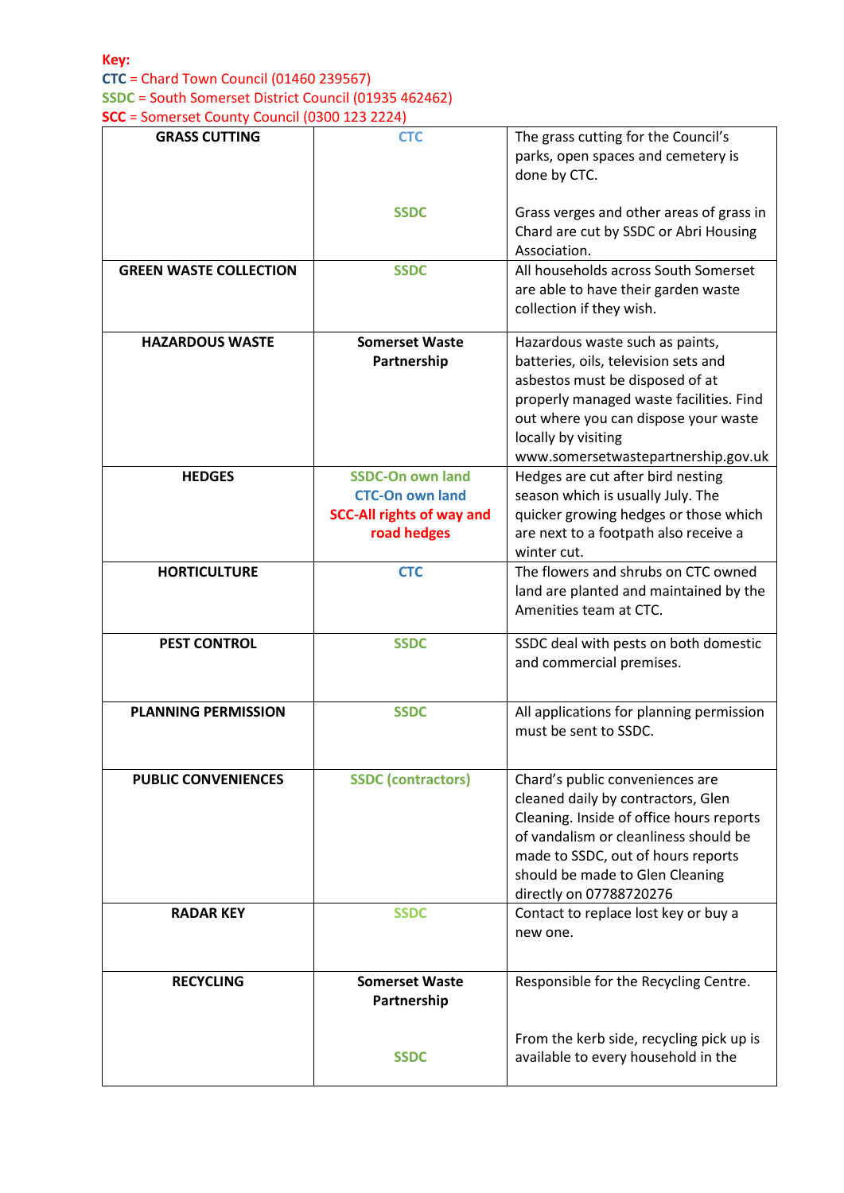**Key:**
**CTC** = Chard Town Council (01460 239567)
**SSDC** = South Somerset District Council (01935 462462)
**SCC** = Somerset County Council (0300 123 2224)

| | | |
|---|---|---|
| **GRASS CUTTING** | **CTC**<br><br>**SSDC** | The grass cutting for the Council's parks, open spaces and cemetery is done by CTC.<br><br>Grass verges and other areas of grass in Chard are cut by SSDC or Abri Housing Association. |
| **GREEN WASTE COLLECTION** | **SSDC** | All households across South Somerset are able to have their garden waste collection if they wish. |
| **HAZARDOUS WASTE** | **Somerset Waste Partnership** | Hazardous waste such as paints, batteries, oils, television sets and asbestos must be disposed of at properly managed waste facilities. Find out where you can dispose your waste locally by visiting www.somersetwastepartnership.gov.uk |
| **HEDGES** | **SSDC-On own land**<br>**CTC-On own land**<br>**SCC-All rights of way and road hedges** | Hedges are cut after bird nesting season which is usually July. The quicker growing hedges or those which are next to a footpath also receive a winter cut. |
| **HORTICULTURE** | **CTC** | The flowers and shrubs on CTC owned land are planted and maintained by the Amenities team at CTC. |
| **PEST CONTROL** | **SSDC** | SSDC deal with pests on both domestic and commercial premises. |
| **PLANNING PERMISSION** | **SSDC** | All applications for planning permission must be sent to SSDC. |
| **PUBLIC CONVENIENCES** | **SSDC (contractors)** | Chard's public conveniences are cleaned daily by contractors, Glen Cleaning. Inside of office hours reports of vandalism or cleanliness should be made to SSDC, out of hours reports should be made to Glen Cleaning directly on 07788720276 |
| **RADAR KEY** | **SSDC** | Contact to replace lost key or buy a new one. |
| **RECYCLING** | **Somerset Waste Partnership**<br><br>**SSDC** | Responsible for the Recycling Centre.<br><br>From the kerb side, recycling pick up is available to every household in the |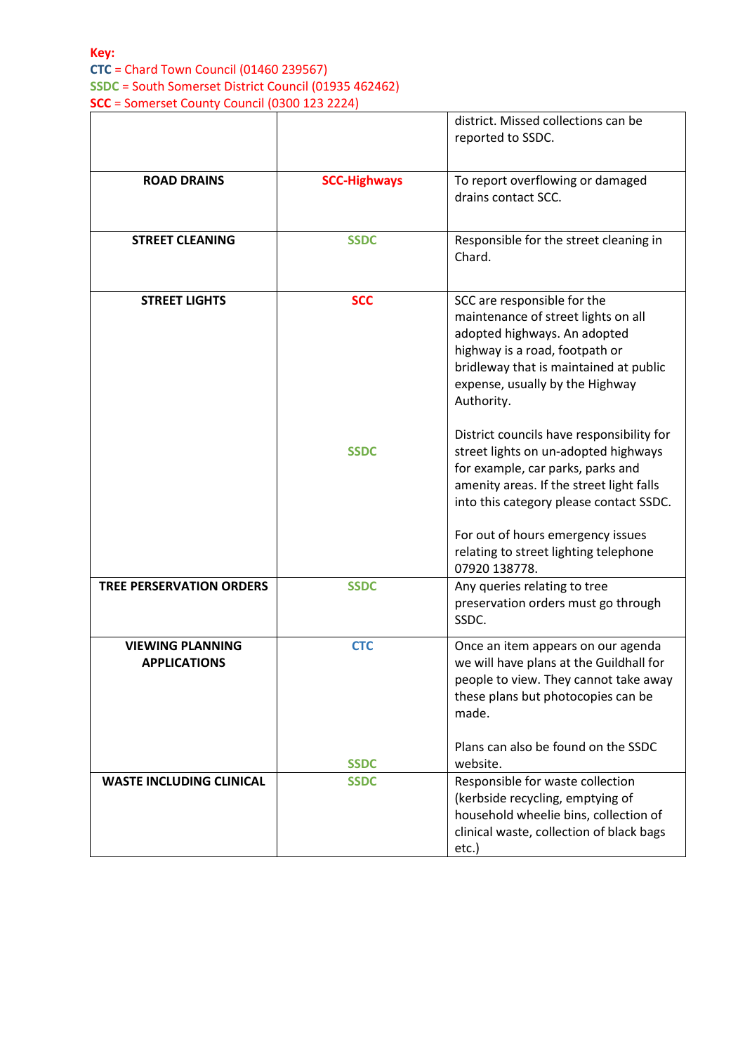**Key:**
**CTC** = Chard Town Council (01460 239567)
**SSDC** = South Somerset District Council (01935 462462)
**SCC** = Somerset County Council (0300 123 2224)

| | | |
|---|---|---|
| | | district. Missed collections can be reported to SSDC. |
| **ROAD DRAINS** | **SCC-Highways** | To report overflowing or damaged drains contact SCC. |
| **STREET CLEANING** | **SSDC** | Responsible for the street cleaning in Chard. |
| **STREET LIGHTS** | **SCC**<br><br>**SSDC** | SCC are responsible for the maintenance of street lights on all adopted highways. An adopted highway is a road, footpath or bridleway that is maintained at public expense, usually by the Highway Authority.<br><br>District councils have responsibility for street lights on un-adopted highways for example, car parks, parks and amenity areas. If the street light falls into this category please contact SSDC.<br><br>For out of hours emergency issues relating to street lighting telephone 07920 138778. |
| **TREE PRESERVATION ORDERS** | **SSDC** | Any queries relating to tree preservation orders must go through SSDC. |
| **VIEWING PLANNING APPLICATIONS** | **CTC**<br><br>**SSDC** | Once an item appears on our agenda we will have plans at the Guildhall for people to view. They cannot take away these plans but photocopies can be made.<br><br>Plans can also be found on the SSDC website. |
| **WASTE INCLUDING CLINICAL** | **SSDC** | Responsible for waste collection (kerbside recycling, emptying of household wheelie bins, collection of clinical waste, collection of black bags etc.) |